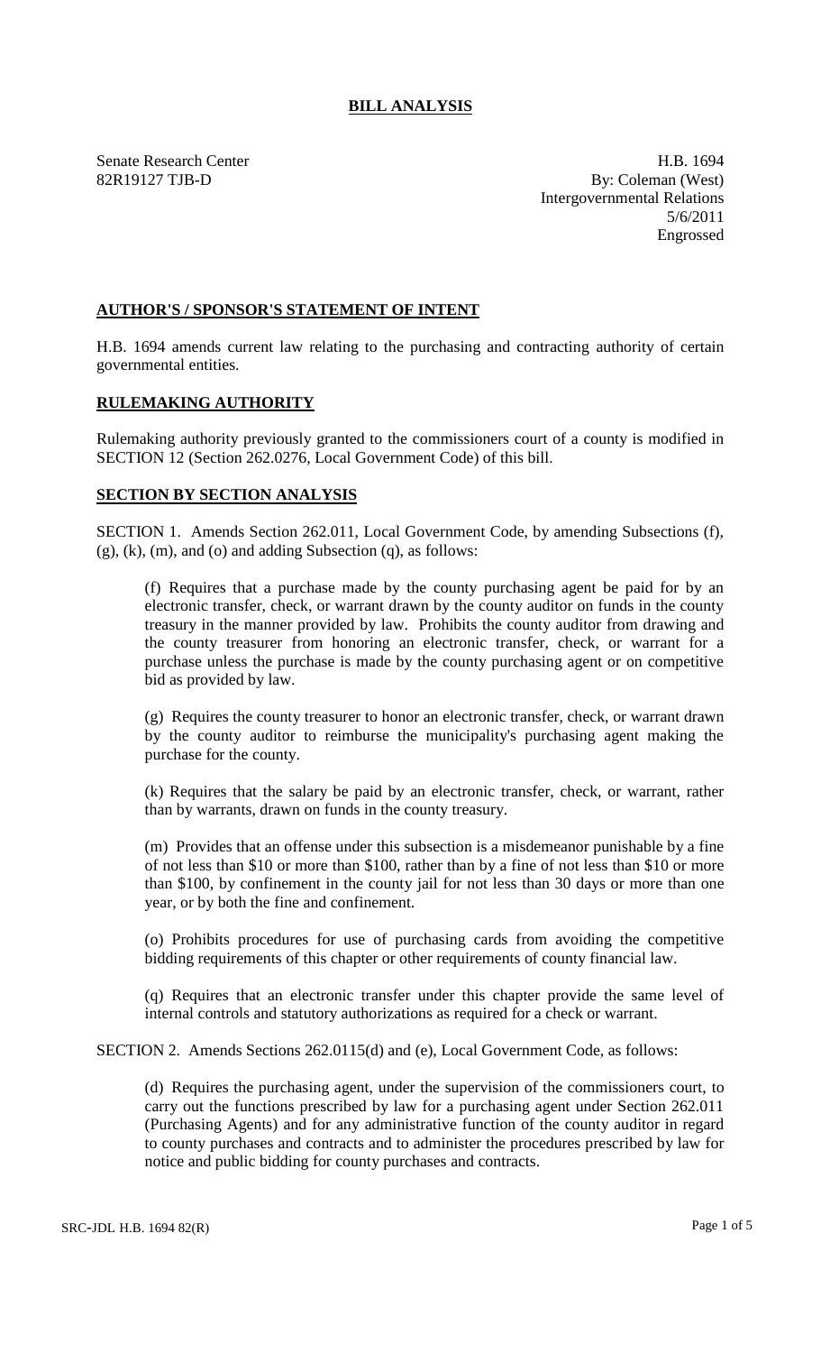# BILL ANALYSIS

Senate Research Center
82R19127 TJB-D

H.B. 1694
By: Coleman (West)
Intergovernmental Relations
5/6/2011
Engrossed

## AUTHOR'S / SPONSOR'S STATEMENT OF INTENT

H.B. 1694 amends current law relating to the purchasing and contracting authority of certain governmental entities.

## RULEMAKING AUTHORITY

Rulemaking authority previously granted to the commissioners court of a county is modified in SECTION 12 (Section 262.0276, Local Government Code) of this bill.

## SECTION BY SECTION ANALYSIS

SECTION 1. Amends Section 262.011, Local Government Code, by amending Subsections (f), (g), (k), (m), and (o) and adding Subsection (q), as follows:

(f) Requires that a purchase made by the county purchasing agent be paid for by an electronic transfer, check, or warrant drawn by the county auditor on funds in the county treasury in the manner provided by law. Prohibits the county auditor from drawing and the county treasurer from honoring an electronic transfer, check, or warrant for a purchase unless the purchase is made by the county purchasing agent or on competitive bid as provided by law.

(g) Requires the county treasurer to honor an electronic transfer, check, or warrant drawn by the county auditor to reimburse the municipality's purchasing agent making the purchase for the county.

(k) Requires that the salary be paid by an electronic transfer, check, or warrant, rather than by warrants, drawn on funds in the county treasury.

(m) Provides that an offense under this subsection is a misdemeanor punishable by a fine of not less than $10 or more than $100, rather than by a fine of not less than $10 or more than $100, by confinement in the county jail for not less than 30 days or more than one year, or by both the fine and confinement.

(o) Prohibits procedures for use of purchasing cards from avoiding the competitive bidding requirements of this chapter or other requirements of county financial law.

(q) Requires that an electronic transfer under this chapter provide the same level of internal controls and statutory authorizations as required for a check or warrant.

SECTION 2. Amends Sections 262.0115(d) and (e), Local Government Code, as follows:

(d) Requires the purchasing agent, under the supervision of the commissioners court, to carry out the functions prescribed by law for a purchasing agent under Section 262.011 (Purchasing Agents) and for any administrative function of the county auditor in regard to county purchases and contracts and to administer the procedures prescribed by law for notice and public bidding for county purchases and contracts.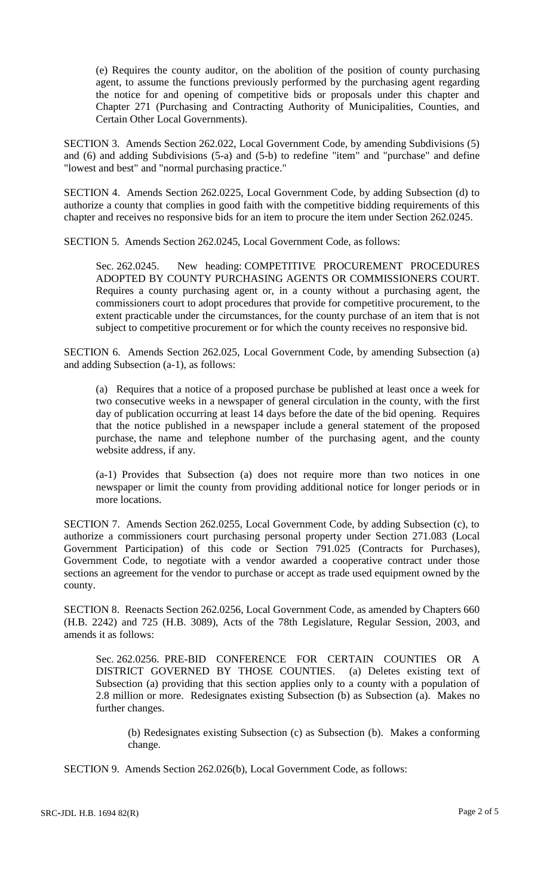(e) Requires the county auditor, on the abolition of the position of county purchasing agent, to assume the functions previously performed by the purchasing agent regarding the notice for and opening of competitive bids or proposals under this chapter and Chapter 271 (Purchasing and Contracting Authority of Municipalities, Counties, and Certain Other Local Governments).

SECTION 3. Amends Section 262.022, Local Government Code, by amending Subdivisions (5) and (6) and adding Subdivisions (5-a) and (5-b) to redefine "item" and "purchase" and define "lowest and best" and "normal purchasing practice."

SECTION 4. Amends Section 262.0225, Local Government Code, by adding Subsection (d) to authorize a county that complies in good faith with the competitive bidding requirements of this chapter and receives no responsive bids for an item to procure the item under Section 262.0245.

SECTION 5. Amends Section 262.0245, Local Government Code, as follows:

Sec. 262.0245. New heading: COMPETITIVE PROCUREMENT PROCEDURES ADOPTED BY COUNTY PURCHASING AGENTS OR COMMISSIONERS COURT. Requires a county purchasing agent or, in a county without a purchasing agent, the commissioners court to adopt procedures that provide for competitive procurement, to the extent practicable under the circumstances, for the county purchase of an item that is not subject to competitive procurement or for which the county receives no responsive bid.

SECTION 6. Amends Section 262.025, Local Government Code, by amending Subsection (a) and adding Subsection (a-1), as follows:

(a) Requires that a notice of a proposed purchase be published at least once a week for two consecutive weeks in a newspaper of general circulation in the county, with the first day of publication occurring at least 14 days before the date of the bid opening. Requires that the notice published in a newspaper include a general statement of the proposed purchase, the name and telephone number of the purchasing agent, and the county website address, if any.

(a-1) Provides that Subsection (a) does not require more than two notices in one newspaper or limit the county from providing additional notice for longer periods or in more locations.

SECTION 7. Amends Section 262.0255, Local Government Code, by adding Subsection (c), to authorize a commissioners court purchasing personal property under Section 271.083 (Local Government Participation) of this code or Section 791.025 (Contracts for Purchases), Government Code, to negotiate with a vendor awarded a cooperative contract under those sections an agreement for the vendor to purchase or accept as trade used equipment owned by the county.

SECTION 8. Reenacts Section 262.0256, Local Government Code, as amended by Chapters 660 (H.B. 2242) and 725 (H.B. 3089), Acts of the 78th Legislature, Regular Session, 2003, and amends it as follows:

Sec. 262.0256. PRE-BID CONFERENCE FOR CERTAIN COUNTIES OR A DISTRICT GOVERNED BY THOSE COUNTIES. (a) Deletes existing text of Subsection (a) providing that this section applies only to a county with a population of 2.8 million or more. Redesignates existing Subsection (b) as Subsection (a). Makes no further changes.

(b) Redesignates existing Subsection (c) as Subsection (b). Makes a conforming change.

SECTION 9. Amends Section 262.026(b), Local Government Code, as follows: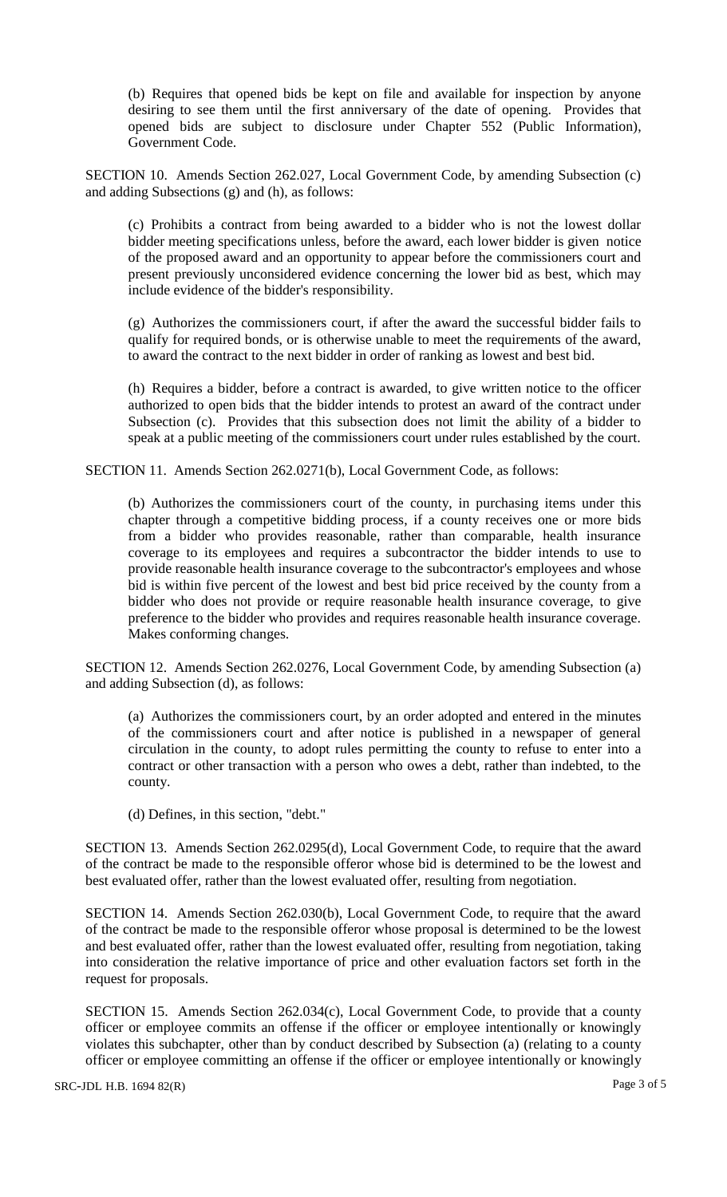(b) Requires that opened bids be kept on file and available for inspection by anyone desiring to see them until the first anniversary of the date of opening. Provides that opened bids are subject to disclosure under Chapter 552 (Public Information), Government Code.

SECTION 10. Amends Section 262.027, Local Government Code, by amending Subsection (c) and adding Subsections (g) and (h), as follows:

(c) Prohibits a contract from being awarded to a bidder who is not the lowest dollar bidder meeting specifications unless, before the award, each lower bidder is given notice of the proposed award and an opportunity to appear before the commissioners court and present previously unconsidered evidence concerning the lower bid as best, which may include evidence of the bidder's responsibility.

(g) Authorizes the commissioners court, if after the award the successful bidder fails to qualify for required bonds, or is otherwise unable to meet the requirements of the award, to award the contract to the next bidder in order of ranking as lowest and best bid.

(h) Requires a bidder, before a contract is awarded, to give written notice to the officer authorized to open bids that the bidder intends to protest an award of the contract under Subsection (c). Provides that this subsection does not limit the ability of a bidder to speak at a public meeting of the commissioners court under rules established by the court.

SECTION 11. Amends Section 262.0271(b), Local Government Code, as follows:

(b) Authorizes the commissioners court of the county, in purchasing items under this chapter through a competitive bidding process, if a county receives one or more bids from a bidder who provides reasonable, rather than comparable, health insurance coverage to its employees and requires a subcontractor the bidder intends to use to provide reasonable health insurance coverage to the subcontractor's employees and whose bid is within five percent of the lowest and best bid price received by the county from a bidder who does not provide or require reasonable health insurance coverage, to give preference to the bidder who provides and requires reasonable health insurance coverage. Makes conforming changes.

SECTION 12. Amends Section 262.0276, Local Government Code, by amending Subsection (a) and adding Subsection (d), as follows:

(a) Authorizes the commissioners court, by an order adopted and entered in the minutes of the commissioners court and after notice is published in a newspaper of general circulation in the county, to adopt rules permitting the county to refuse to enter into a contract or other transaction with a person who owes a debt, rather than indebted, to the county.

(d) Defines, in this section, "debt."

SECTION 13. Amends Section 262.0295(d), Local Government Code, to require that the award of the contract be made to the responsible offeror whose bid is determined to be the lowest and best evaluated offer, rather than the lowest evaluated offer, resulting from negotiation.

SECTION 14. Amends Section 262.030(b), Local Government Code, to require that the award of the contract be made to the responsible offeror whose proposal is determined to be the lowest and best evaluated offer, rather than the lowest evaluated offer, resulting from negotiation, taking into consideration the relative importance of price and other evaluation factors set forth in the request for proposals.

SECTION 15. Amends Section 262.034(c), Local Government Code, to provide that a county officer or employee commits an offense if the officer or employee intentionally or knowingly violates this subchapter, other than by conduct described by Subsection (a) (relating to a county officer or employee committing an offense if the officer or employee intentionally or knowingly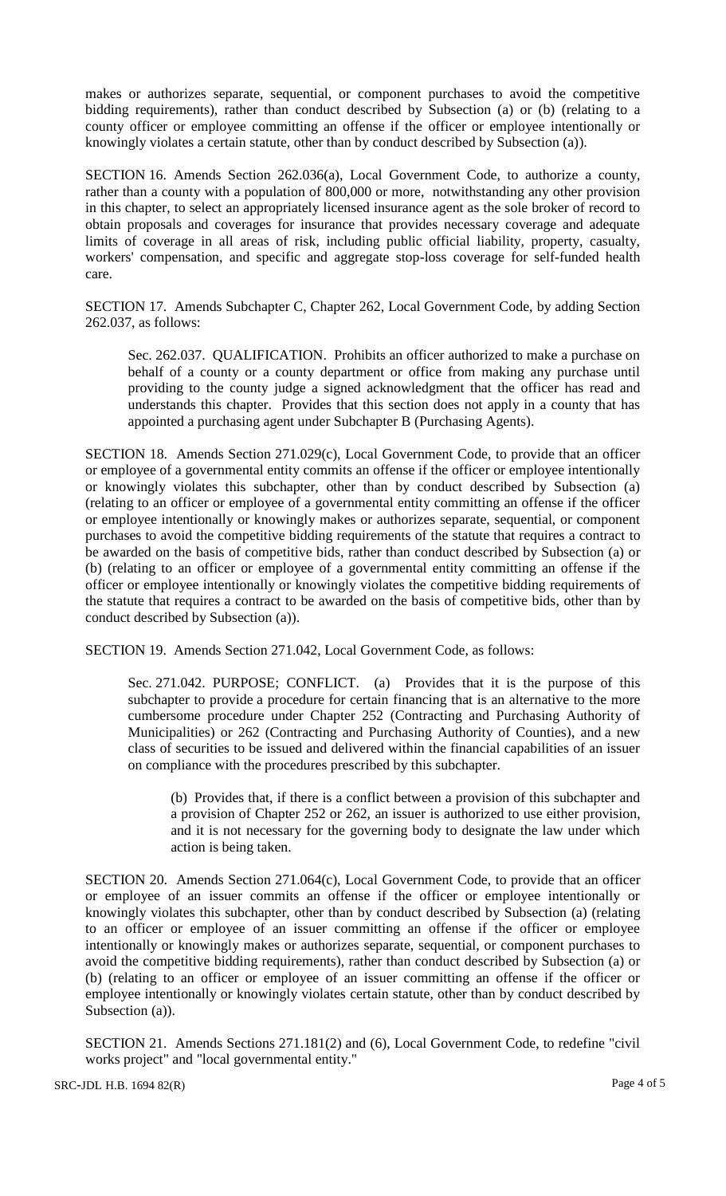makes or authorizes separate, sequential, or component purchases to avoid the competitive bidding requirements), rather than conduct described by Subsection (a) or (b) (relating to a county officer or employee committing an offense if the officer or employee intentionally or knowingly violates a certain statute, other than by conduct described by Subsection (a)).

SECTION 16. Amends Section 262.036(a), Local Government Code, to authorize a county, rather than a county with a population of 800,000 or more, notwithstanding any other provision in this chapter, to select an appropriately licensed insurance agent as the sole broker of record to obtain proposals and coverages for insurance that provides necessary coverage and adequate limits of coverage in all areas of risk, including public official liability, property, casualty, workers' compensation, and specific and aggregate stop-loss coverage for self-funded health care.

SECTION 17. Amends Subchapter C, Chapter 262, Local Government Code, by adding Section 262.037, as follows:

> Sec. 262.037. QUALIFICATION. Prohibits an officer authorized to make a purchase on behalf of a county or a county department or office from making any purchase until providing to the county judge a signed acknowledgment that the officer has read and understands this chapter. Provides that this section does not apply in a county that has appointed a purchasing agent under Subchapter B (Purchasing Agents).

SECTION 18. Amends Section 271.029(c), Local Government Code, to provide that an officer or employee of a governmental entity commits an offense if the officer or employee intentionally or knowingly violates this subchapter, other than by conduct described by Subsection (a) (relating to an officer or employee of a governmental entity committing an offense if the officer or employee intentionally or knowingly makes or authorizes separate, sequential, or component purchases to avoid the competitive bidding requirements of the statute that requires a contract to be awarded on the basis of competitive bids, rather than conduct described by Subsection (a) or (b) (relating to an officer or employee of a governmental entity committing an offense if the officer or employee intentionally or knowingly violates the competitive bidding requirements of the statute that requires a contract to be awarded on the basis of competitive bids, other than by conduct described by Subsection (a)).

SECTION 19. Amends Section 271.042, Local Government Code, as follows:

> Sec. 271.042. PURPOSE; CONFLICT. (a) Provides that it is the purpose of this subchapter to provide a procedure for certain financing that is an alternative to the more cumbersome procedure under Chapter 252 (Contracting and Purchasing Authority of Municipalities) or 262 (Contracting and Purchasing Authority of Counties), and a new class of securities to be issued and delivered within the financial capabilities of an issuer on compliance with the procedures prescribed by this subchapter.
>
> > (b) Provides that, if there is a conflict between a provision of this subchapter and a provision of Chapter 252 or 262, an issuer is authorized to use either provision, and it is not necessary for the governing body to designate the law under which action is being taken.

SECTION 20. Amends Section 271.064(c), Local Government Code, to provide that an officer or employee of an issuer commits an offense if the officer or employee intentionally or knowingly violates this subchapter, other than by conduct described by Subsection (a) (relating to an officer or employee of an issuer committing an offense if the officer or employee intentionally or knowingly makes or authorizes separate, sequential, or component purchases to avoid the competitive bidding requirements), rather than conduct described by Subsection (a) or (b) (relating to an officer or employee of an issuer committing an offense if the officer or employee intentionally or knowingly violates certain statute, other than by conduct described by Subsection (a)).

SECTION 21. Amends Sections 271.181(2) and (6), Local Government Code, to redefine "civil works project" and "local governmental entity."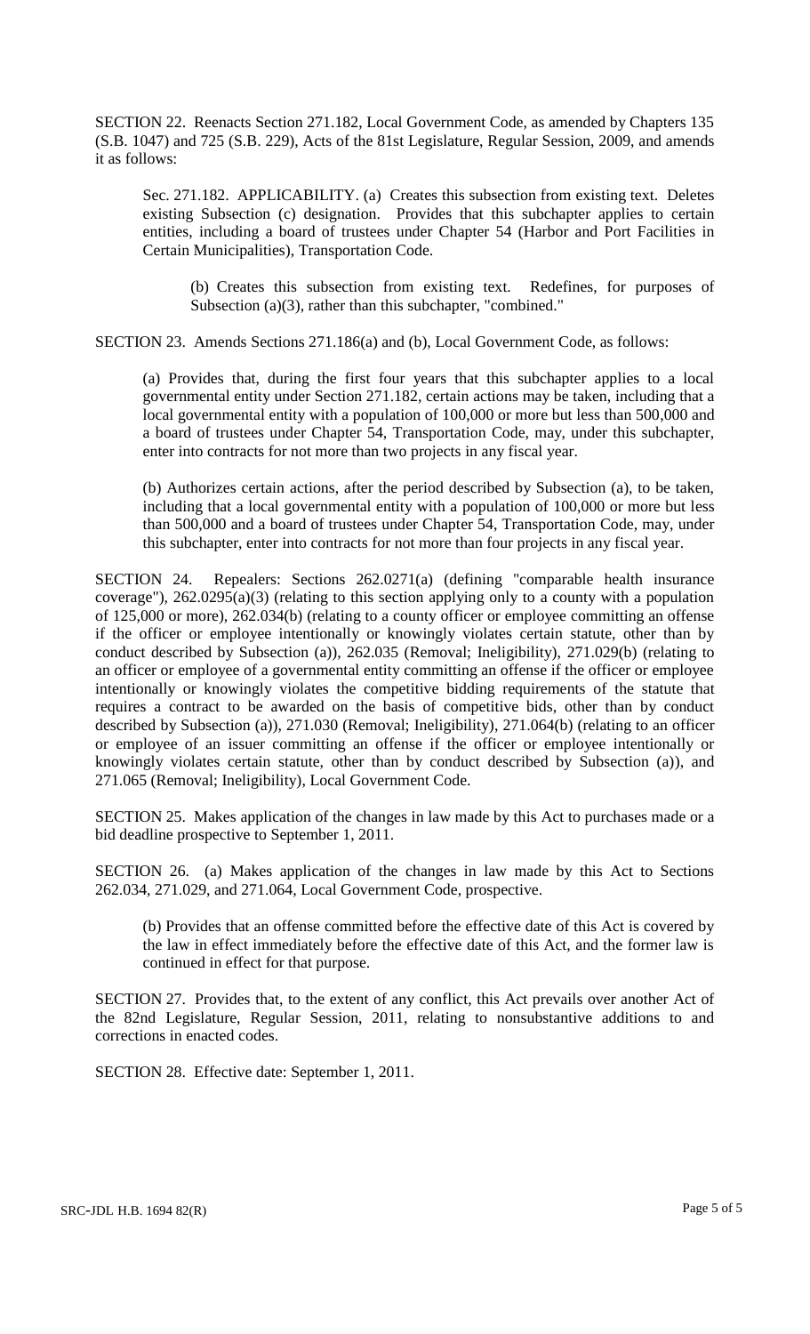SECTION 22. Reenacts Section 271.182, Local Government Code, as amended by Chapters 135 (S.B. 1047) and 725 (S.B. 229), Acts of the 81st Legislature, Regular Session, 2009, and amends it as follows:

Sec. 271.182. APPLICABILITY. (a) Creates this subsection from existing text. Deletes existing Subsection (c) designation. Provides that this subchapter applies to certain entities, including a board of trustees under Chapter 54 (Harbor and Port Facilities in Certain Municipalities), Transportation Code.

(b) Creates this subsection from existing text. Redefines, for purposes of Subsection (a)(3), rather than this subchapter, "combined."

SECTION 23. Amends Sections 271.186(a) and (b), Local Government Code, as follows:

(a) Provides that, during the first four years that this subchapter applies to a local governmental entity under Section 271.182, certain actions may be taken, including that a local governmental entity with a population of 100,000 or more but less than 500,000 and a board of trustees under Chapter 54, Transportation Code, may, under this subchapter, enter into contracts for not more than two projects in any fiscal year.

(b) Authorizes certain actions, after the period described by Subsection (a), to be taken, including that a local governmental entity with a population of 100,000 or more but less than 500,000 and a board of trustees under Chapter 54, Transportation Code, may, under this subchapter, enter into contracts for not more than four projects in any fiscal year.

SECTION 24. Repealers: Sections 262.0271(a) (defining "comparable health insurance coverage"), 262.0295(a)(3) (relating to this section applying only to a county with a population of 125,000 or more), 262.034(b) (relating to a county officer or employee committing an offense if the officer or employee intentionally or knowingly violates certain statute, other than by conduct described by Subsection (a)), 262.035 (Removal; Ineligibility), 271.029(b) (relating to an officer or employee of a governmental entity committing an offense if the officer or employee intentionally or knowingly violates the competitive bidding requirements of the statute that requires a contract to be awarded on the basis of competitive bids, other than by conduct described by Subsection (a)), 271.030 (Removal; Ineligibility), 271.064(b) (relating to an officer or employee of an issuer committing an offense if the officer or employee intentionally or knowingly violates certain statute, other than by conduct described by Subsection (a)), and 271.065 (Removal; Ineligibility), Local Government Code.

SECTION 25. Makes application of the changes in law made by this Act to purchases made or a bid deadline prospective to September 1, 2011.

SECTION 26. (a) Makes application of the changes in law made by this Act to Sections 262.034, 271.029, and 271.064, Local Government Code, prospective.

(b) Provides that an offense committed before the effective date of this Act is covered by the law in effect immediately before the effective date of this Act, and the former law is continued in effect for that purpose.

SECTION 27. Provides that, to the extent of any conflict, this Act prevails over another Act of the 82nd Legislature, Regular Session, 2011, relating to nonsubstantive additions to and corrections in enacted codes.

SECTION 28. Effective date: September 1, 2011.